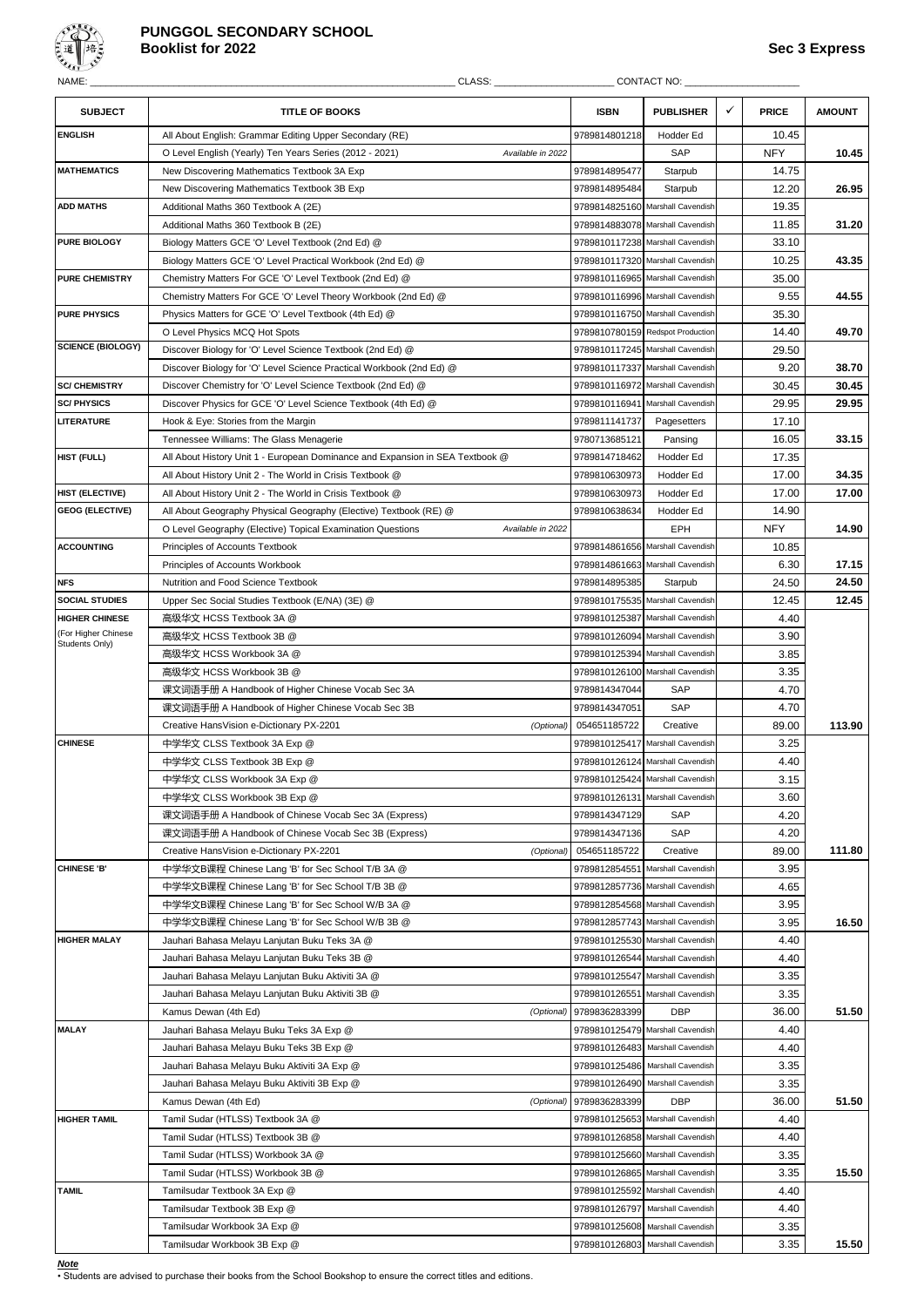# PUNGGOL SECONDARY SCHOOL
## Booklist for 2022

**Sec 3 Express**

NAME: ______________________ CLASS: ______________ CONTACT NO: ______________

| SUBJECT | TITLE OF BOOKS | ISBN | PUBLISHER | ✓ | PRICE | AMOUNT |
|---|---|---|---|---|---|---|
| **ENGLISH** | All About English: Grammar Editing Upper Secondary (RE) | 9789814801218 | Hodder Ed | | 10.45 | |
| | O Level English (Yearly) Ten Years Series (2012 - 2021) *Available in 2022* | | SAP | | NFY | **10.45** |
| **MATHEMATICS** | New Discovering Mathematics Textbook 3A Exp | 9789814895477 | Starpub | | 14.75 | |
| | New Discovering Mathematics Textbook 3B Exp | 9789814895484 | Starpub | | 12.20 | **26.95** |
| **ADD MATHS** | Additional Maths 360 Textbook A (2E) | 9789814825160 | Marshall Cavendish | | 19.35 | |
| | Additional Maths 360 Textbook B (2E) | 9789814883078 | Marshall Cavendish | | 11.85 | **31.20** |
| **PURE BIOLOGY** | Biology Matters GCE 'O' Level Textbook (2nd Ed) @ | 9789810117238 | Marshall Cavendish | | 33.10 | |
| | Biology Matters GCE 'O' Level Practical Workbook (2nd Ed) @ | 9789810117320 | Marshall Cavendish | | 10.25 | **43.35** |
| **PURE CHEMISTRY** | Chemistry Matters For GCE 'O' Level Textbook (2nd Ed) @ | 9789810116965 | Marshall Cavendish | | 35.00 | |
| | Chemistry Matters For GCE 'O' Level Theory Workbook (2nd Ed) @ | 9789810116996 | Marshall Cavendish | | 9.55 | **44.55** |
| **PURE PHYSICS** | Physics Matters for GCE 'O' Level Textbook (4th Ed) @ | 9789810116750 | Marshall Cavendish | | 35.30 | |
| | O Level Physics MCQ Hot Spots | 9789810780159 | Redspot Production | | 14.40 | **49.70** |
| **SCIENCE (BIOLOGY)** | Discover Biology for 'O' Level Science Textbook (2nd Ed) @ | 9789810117245 | Marshall Cavendish | | 29.50 | |
| | Discover Biology for 'O' Level Science Practical Workbook (2nd Ed) @ | 9789810117337 | Marshall Cavendish | | 9.20 | **38.70** |
| **SC/ CHEMISTRY** | Discover Chemistry for 'O' Level Science Textbook (2nd Ed) @ | 9789810116972 | Marshall Cavendish | | 30.45 | **30.45** |
| **SC/ PHYSICS** | Discover Physics for GCE 'O' Level Science Textbook (4th Ed) @ | 9789810116941 | Marshall Cavendish | | 29.95 | **29.95** |
| **LITERATURE** | Hook & Eye: Stories from the Margin | 9789811141737 | Pagesetters | | 17.10 | |
| | Tennessee Williams: The Glass Menagerie | 9780713685121 | Pansing | | 16.05 | **33.15** |
| **HIST (FULL)** | All About History Unit 1 - European Dominance and Expansion in SEA Textbook @ | 9789814718462 | Hodder Ed | | 17.35 | |
| | All About History Unit 2 - The World in Crisis Textbook @ | 9789810630973 | Hodder Ed | | 17.00 | **34.35** |
| **HIST (ELECTIVE)** | All About History Unit 2 - The World in Crisis Textbook @ | 9789810630973 | Hodder Ed | | 17.00 | **17.00** |
| **GEOG (ELECTIVE)** | All About Geography Physical Geography (Elective) Textbook (RE) @ | 9789810638634 | Hodder Ed | | 14.90 | |
| | O Level Geography (Elective) Topical Examination Questions *Available in 2022* | | EPH | | NFY | **14.90** |
| **ACCOUNTING** | Principles of Accounts Textbook | 9789814861656 | Marshall Cavendish | | 10.85 | |
| | Principles of Accounts Workbook | 9789814861663 | Marshall Cavendish | | 6.30 | **17.15** |
| **NFS** | Nutrition and Food Science Textbook | 9789814895385 | Starpub | | 24.50 | **24.50** |
| **SOCIAL STUDIES** | Upper Sec Social Studies Textbook (E/NA) (3E) @ | 9789810175535 | Marshall Cavendish | | 12.45 | **12.45** |
| **HIGHER CHINESE** (For Higher Chinese Students Only) | 高级华文 HCSS Textbook 3A @ | 9789810125387 | Marshall Cavendish | | 4.40 | |
| | 高级华文 HCSS Textbook 3B @ | 9789810126094 | Marshall Cavendish | | 3.90 | |
| | 高级华文 HCSS Workbook 3A @ | 9789810125394 | Marshall Cavendish | | 3.85 | |
| | 高级华文 HCSS Workbook 3B @ | 9789810126100 | Marshall Cavendish | | 3.35 | |
| | 课文词语手册 A Handbook of Higher Chinese Vocab Sec 3A | 9789814347044 | SAP | | 4.70 | |
| | 课文词语手册 A Handbook of Higher Chinese Vocab Sec 3B | 9789814347051 | SAP | | 4.70 | |
| | Creative HansVision e-Dictionary PX-2201 *(Optional)* | 054651185722 | Creative | | 89.00 | **113.90** |
| **CHINESE** | 中学华文 CLSS Textbook 3A Exp @ | 9789810125417 | Marshall Cavendish | | 3.25 | |
| | 中学华文 CLSS Textbook 3B Exp @ | 9789810126124 | Marshall Cavendish | | 4.40 | |
| | 中学华文 CLSS Workbook 3A Exp @ | 9789810125424 | Marshall Cavendish | | 3.15 | |
| | 中学华文 CLSS Workbook 3B Exp @ | 9789810126131 | Marshall Cavendish | | 3.60 | |
| | 课文词语手册 A Handbook of Chinese Vocab Sec 3A (Express) | 9789814347129 | SAP | | 4.20 | |
| | 课文词语手册 A Handbook of Chinese Vocab Sec 3B (Express) | 9789814347136 | SAP | | 4.20 | |
| | Creative HansVision e-Dictionary PX-2201 *(Optional)* | 054651185722 | Creative | | 89.00 | **111.80** |
| **CHINESE 'B'** | 中学华文B课程 Chinese Lang 'B' for Sec School T/B 3A @ | 9789812854551 | Marshall Cavendish | | 3.95 | |
| | 中学华文B课程 Chinese Lang 'B' for Sec School T/B 3B @ | 9789812857736 | Marshall Cavendish | | 4.65 | |
| | 中学华文B课程 Chinese Lang 'B' for Sec School W/B 3A @ | 9789812854568 | Marshall Cavendish | | 3.95 | |
| | 中学华文B课程 Chinese Lang 'B' for Sec School W/B 3B @ | 9789812857743 | Marshall Cavendish | | 3.95 | **16.50** |
| **HIGHER MALAY** | Jauhari Bahasa Melayu Lanjutan Buku Teks 3A @ | 9789810125530 | Marshall Cavendish | | 4.40 | |
| | Jauhari Bahasa Melayu Lanjutan Buku Teks 3B @ | 9789810126544 | Marshall Cavendish | | 4.40 | |
| | Jauhari Bahasa Melayu Lanjutan Buku Aktiviti 3A @ | 9789810125547 | Marshall Cavendish | | 3.35 | |
| | Jauhari Bahasa Melayu Lanjutan Buku Aktiviti 3B @ | 9789810126551 | Marshall Cavendish | | 3.35 | |
| | Kamus Dewan (4th Ed) *(Optional)* | 9789836283399 | DBP | | 36.00 | **51.50** |
| **MALAY** | Jauhari Bahasa Melayu Buku Teks 3A Exp @ | 9789810125479 | Marshall Cavendish | | 4.40 | |
| | Jauhari Bahasa Melayu Buku Teks 3B Exp @ | 9789810126483 | Marshall Cavendish | | 4.40 | |
| | Jauhari Bahasa Melayu Buku Aktiviti 3A Exp @ | 9789810125486 | Marshall Cavendish | | 3.35 | |
| | Jauhari Bahasa Melayu Buku Aktiviti 3B Exp @ | 9789810126490 | Marshall Cavendish | | 3.35 | |
| | Kamus Dewan (4th Ed) *(Optional)* | 9789836283399 | DBP | | 36.00 | **51.50** |
| **HIGHER TAMIL** | Tamil Sudar (HTLSS) Textbook 3A @ | 9789810125653 | Marshall Cavendish | | 4.40 | |
| | Tamil Sudar (HTLSS) Textbook 3B @ | 9789810126858 | Marshall Cavendish | | 4.40 | |
| | Tamil Sudar (HTLSS) Workbook 3A @ | 9789810125660 | Marshall Cavendish | | 3.35 | |
| | Tamil Sudar (HTLSS) Workbook 3B @ | 9789810126865 | Marshall Cavendish | | 3.35 | **15.50** |
| **TAMIL** | Tamilsudar Textbook 3A Exp @ | 9789810125592 | Marshall Cavendish | | 4.40 | |
| | Tamilsudar Textbook 3B Exp @ | 9789810126797 | Marshall Cavendish | | 4.40 | |
| | Tamilsudar Workbook 3A Exp @ | 9789810125608 | Marshall Cavendish | | 3.35 | |
| | Tamilsudar Workbook 3B Exp @ | 9789810126803 | Marshall Cavendish | | 3.35 | **15.50** |

***Note***

• Students are advised to purchase their books from the School Bookshop to ensure the correct titles and editions.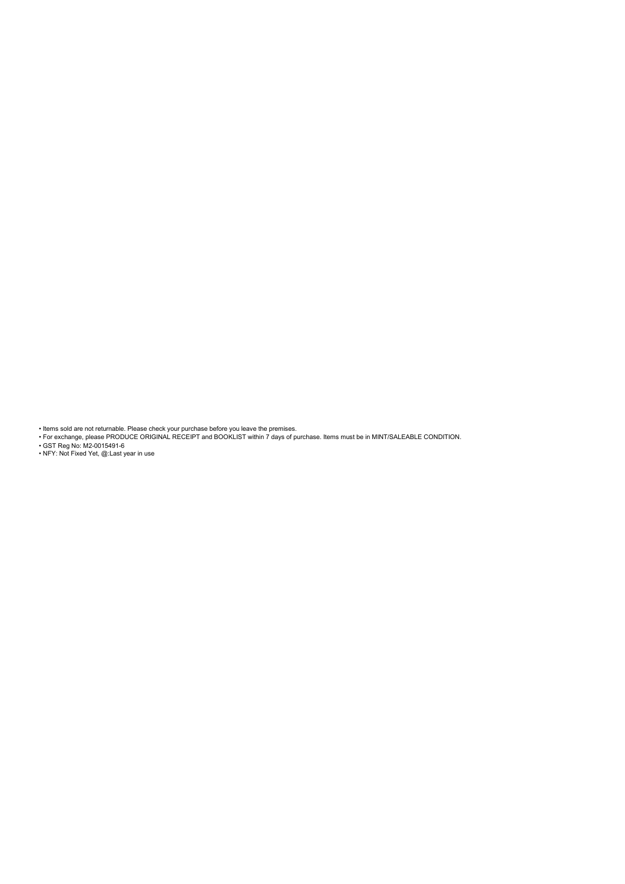- Items sold are not returnable. Please check your purchase before you leave the premises.
- For exchange, please PRODUCE ORIGINAL RECEIPT and BOOKLIST within 7 days of purchase. Items must be in MINT/SALEABLE CONDITION.
- GST Reg No: M2-0015491-6
- NFY: Not Fixed Yet, @:Last year in use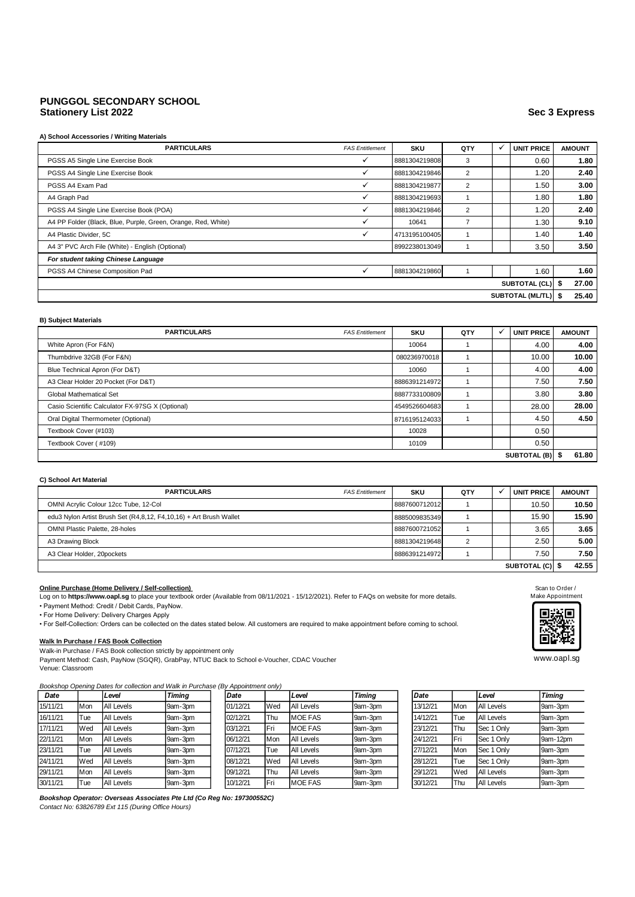# PUNGGOL SECONDARY SCHOOL
## Stationery List 2022

**Sec 3 Express**

**A) School Accessories / Writing Materials**

| PARTICULARS | FAS Entitlement | SKU | QTY | ✓ | UNIT PRICE | AMOUNT |
|---|---|---|---|---|---|---|
| PGSS A5 Single Line Exercise Book | ✓ | 8881304219808 | 3 | | 0.60 | **1.80** |
| PGSS A4 Single Line Exercise Book | ✓ | 8881304219846 | 2 | | 1.20 | **2.40** |
| PGSS A4 Exam Pad | ✓ | 8881304219877 | 2 | | 1.50 | **3.00** |
| A4 Graph Pad | ✓ | 8881304219693 | 1 | | 1.80 | **1.80** |
| PGSS A4 Single Line Exercise Book (POA) | ✓ | 8881304219846 | 2 | | 1.20 | **2.40** |
| A4 PP Folder (Black, Blue, Purple, Green, Orange, Red, White) | ✓ | 10641 | 7 | | 1.30 | **9.10** |
| A4 Plastic Divider, 5C | ✓ | 4713195100405 | 1 | | 1.40 | **1.40** |
| A4 3" PVC Arch File (White) - English (Optional) | | 8992238013049 | 1 | | 3.50 | **3.50** |
| ***For student taking Chinese Language*** | | | | | | |
| PGSS A4 Chinese Composition Pad | ✓ | 8881304219860 | 1 | | 1.60 | **1.60** |
| | | | | | **SUBTOTAL (CL)** | **$ 27.00** |
| | | | | | **SUBTOTAL (ML/TL)** | **$ 25.40** |

**B) Subject Materials**

| PARTICULARS | FAS Entitlement | SKU | QTY | ✓ | UNIT PRICE | AMOUNT |
|---|---|---|---|---|---|---|
| White Apron (For F&N) | | 10064 | 1 | | 4.00 | **4.00** |
| Thumbdrive 32GB (For F&N) | | 080236970018 | 1 | | 10.00 | **10.00** |
| Blue Technical Apron (For D&T) | | 10060 | 1 | | 4.00 | **4.00** |
| A3 Clear Holder 20 Pocket (For D&T) | | 8886391214972 | 1 | | 7.50 | **7.50** |
| Global Mathematical Set | | 8887733100809 | 1 | | 3.80 | **3.80** |
| Casio Scientific Calculator FX-97SG X (Optional) | | 4549526604683 | 1 | | 28.00 | **28.00** |
| Oral Digital Thermometer (Optional) | | 8716195124033 | 1 | | 4.50 | **4.50** |
| Textbook Cover (#103) | | 10028 | | | 0.50 | |
| Textbook Cover ( #109) | | 10109 | | | 0.50 | |
| | | | | | **SUBTOTAL (B)** | **$ 61.80** |

**C) School Art Material**

| PARTICULARS | FAS Entitlement | SKU | QTY | ✓ | UNIT PRICE | AMOUNT |
|---|---|---|---|---|---|---|
| OMNI Acrylic Colour 12cc Tube, 12-Col | | 8887600712012 | 1 | | 10.50 | **10.50** |
| edu3 Nylon Artist Brush Set (R4,8,12, F4,10,16) + Art Brush Wallet | | 8885009835349 | 1 | | 15.90 | **15.90** |
| OMNI Plastic Palette, 28-holes | | 8887600721052 | 1 | | 3.65 | **3.65** |
| A3 Drawing Block | | 8881304219648 | 2 | | 2.50 | **5.00** |
| A3 Clear Holder, 20pockets | | 8886391214972 | 1 | | 7.50 | **7.50** |
| | | | | | **SUBTOTAL (C)** | **$ 42.55** |

**Online Purchase (Home Delivery / Self-collection)**

Log on to **https://www.oapl.sg** to place your textbook order (Available from 08/11/2021 - 15/12/2021). Refer to FAQs on website for more details.

- Payment Method: Credit / Debit Cards, PayNow.
- For Home Delivery: Delivery Charges Apply
- For Self-Collection: Orders can be collected on the dates stated below. All customers are required to make appointment before coming to school.

Scan to Order / Make Appointment

www.oapl.sg

**Walk In Purchase / FAS Book Collection**

Walk-in Purchase / FAS Book collection strictly by appointment only
Payment Method: Cash, PayNow (SGQR), GrabPay, NTUC Back to School e-Voucher, CDAC Voucher
Venue: Classroom

*Bookshop Opening Dates for collection and Walk in Purchase (By Appointment only)*

| Date | | Level | Timing |
|---|---|---|---|
| 15/11/21 | Mon | All Levels | 9am-3pm |
| 16/11/21 | Tue | All Levels | 9am-3pm |
| 17/11/21 | Wed | All Levels | 9am-3pm |
| 22/11/21 | Mon | All Levels | 9am-3pm |
| 23/11/21 | Tue | All Levels | 9am-3pm |
| 24/11/21 | Wed | All Levels | 9am-3pm |
| 29/11/21 | Mon | All Levels | 9am-3pm |
| 30/11/21 | Tue | All Levels | 9am-3pm |
| 01/12/21 | Wed | All Levels | 9am-3pm |
| 02/12/21 | Thu | MOE FAS | 9am-3pm |
| 03/12/21 | Fri | MOE FAS | 9am-3pm |
| 06/12/21 | Mon | All Levels | 9am-3pm |
| 07/12/21 | Tue | All Levels | 9am-3pm |
| 08/12/21 | Wed | All Levels | 9am-3pm |
| 09/12/21 | Thu | All Levels | 9am-3pm |
| 10/12/21 | Fri | MOE FAS | 9am-3pm |
| 13/12/21 | Mon | All Levels | 9am-3pm |
| 14/12/21 | Tue | All Levels | 9am-3pm |
| 23/12/21 | Thu | Sec 1 Only | 9am-3pm |
| 24/12/21 | Fri | Sec 1 Only | 9am-12pm |
| 27/12/21 | Mon | Sec 1 Only | 9am-3pm |
| 28/12/21 | Tue | Sec 1 Only | 9am-3pm |
| 29/12/21 | Wed | All Levels | 9am-3pm |
| 30/12/21 | Thu | All Levels | 9am-3pm |

***Bookshop Operator: Overseas Associates Pte Ltd (Co Reg No: 197300552C)***
*Contact No: 63826789 Ext 115 (During Office Hours)*